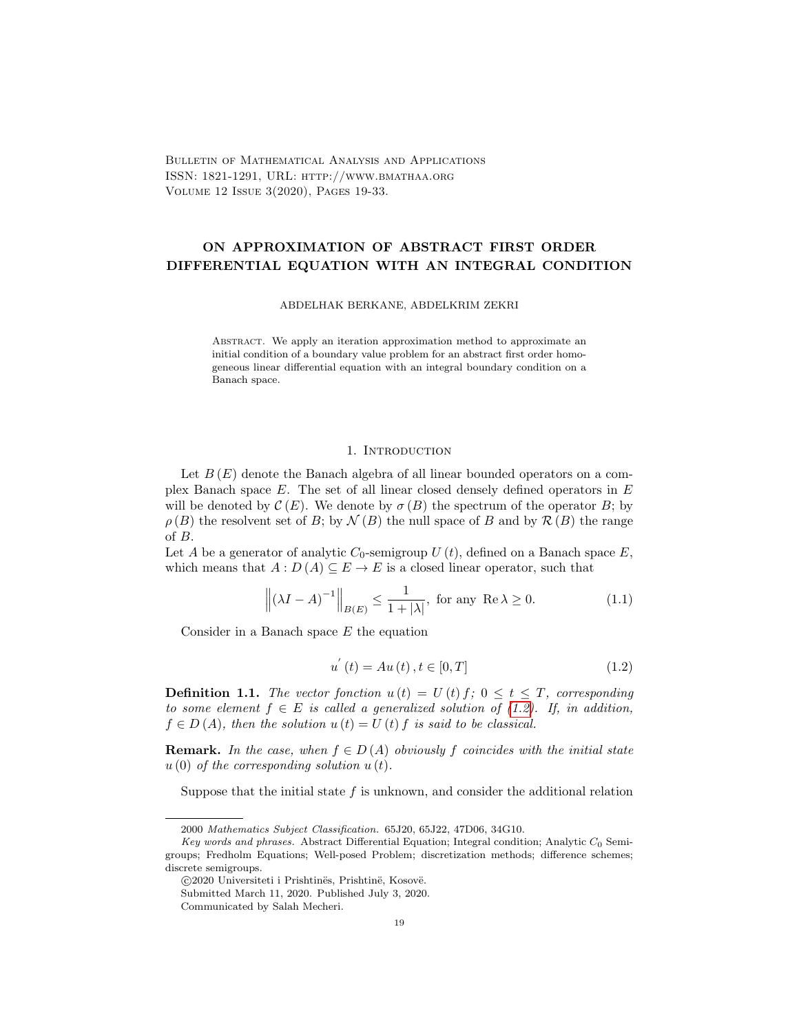# ON APPROXIMATION OF ABSTRACT FIRST ORDER DIFFERENTIAL EQUATION WITH AN INTEGRAL CONDITION

ABDELHAK BERKANE, ABDELKRIM ZEKRI

Abstract. We apply an iteration approximation method to approximate an initial condition of a boundary value problem for an abstract first order homogeneous linear differential equation with an integral boundary condition on a Banach space.

## 1. Introduction

Let $B(E)$ denote the Banach algebra of all linear bounded operators on a complex Banach space $E$. The set of all linear closed densely defined operators in $E$ will be denoted by $\mathcal{C}(E)$. We denote by $\sigma(B)$ the spectrum of the operator $B$; by $\rho(B)$ the resolvent set of $B$; by $\mathcal{N}(B)$ the null space of $B$ and by $\mathcal{R}(B)$ the range of $B$.

Let $A$ be a generator of analytic $C_0$-semigroup $U(t)$, defined on a Banach space $E$, which means that $A : D(A) \subseteq E \to E$ is a closed linear operator, such that

$$\left\| (\lambda I - A)^{-1} \right\|_{B(E)} \leq \frac{1}{1 + |\lambda|}, \text{ for any } \operatorname{Re} \lambda \geq 0. \tag{1.1}$$

Consider in a Banach space $E$ the equation

$$u^{'}(t) = Au(t), t \in [0, T] \tag{1.2}$$

**Definition 1.1.** *The vector fonction $u(t) = U(t) f$; $0 \leq t \leq T$, corresponding to some element $f \in E$ is called a generalized solution of (1.2). If, in addition, $f \in D(A)$, then the solution $u(t) = U(t) f$ is said to be classical.*

**Remark.** *In the case, when $f \in D(A)$ obviously $f$ coincides with the initial state $u(0)$ of the corresponding solution $u(t)$.*

Suppose that the initial state $f$ is unknown, and consider the additional relation

---

2000 *Mathematics Subject Classification.* 65J20, 65J22, 47D06, 34G10.

*Key words and phrases.* Abstract Differential Equation; Integral condition; Analytic $C_0$ Semigroups; Fredholm Equations; Well-posed Problem; discretization methods; difference schemes; discrete semigroups.

©2020 Universiteti i Prishtinës, Prishtinë, Kosovë.

Submitted March 11, 2020. Published July 3, 2020.

Communicated by Salah Mecheri.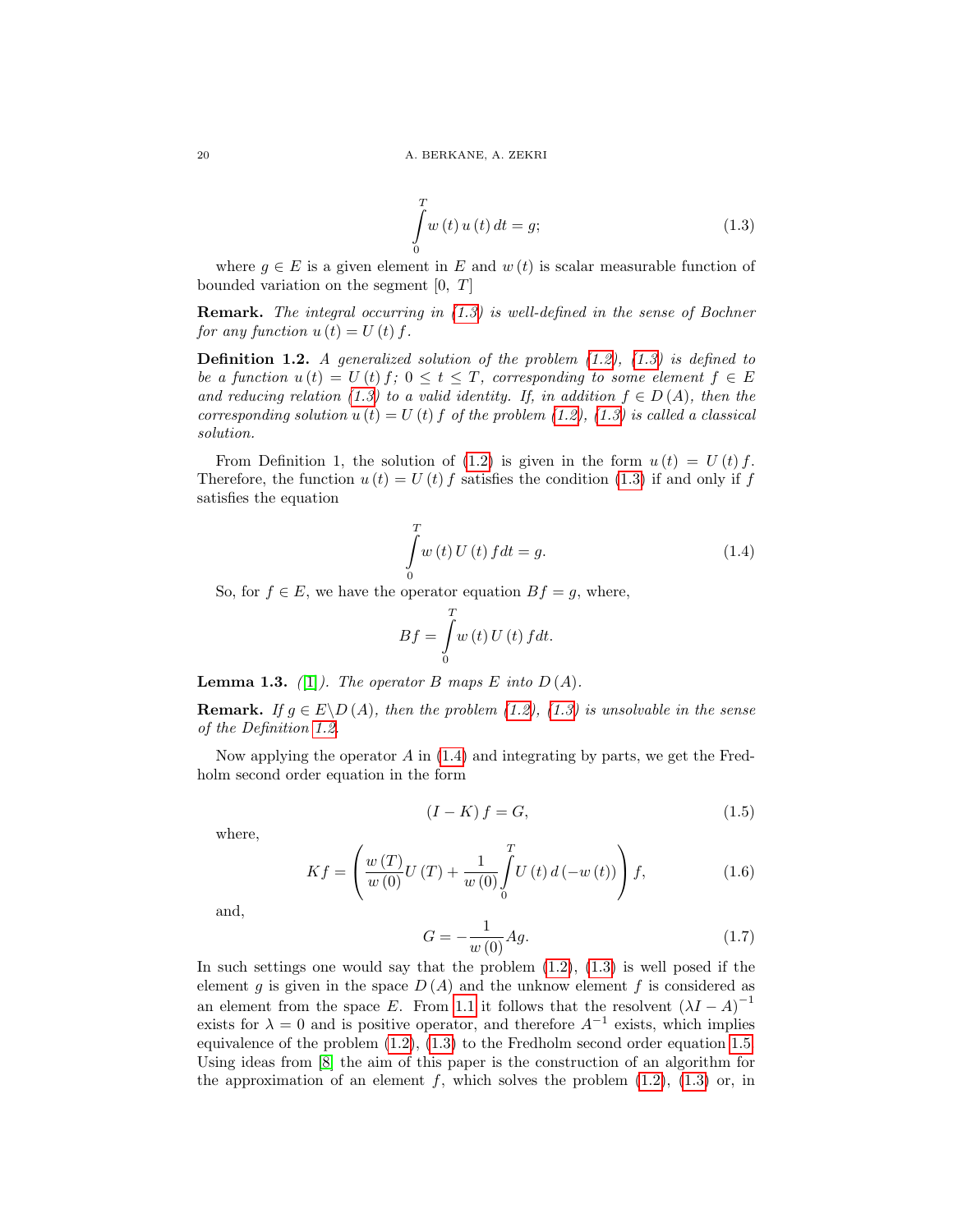$$\int_0^T w(t)\, u(t)\, dt = g; \tag{1.3}$$

where $g \in E$ is a given element in $E$ and $w(t)$ is scalar measurable function of bounded variation on the segment $[0,\ T]$

**Remark.** *The integral occurring in (1.3) is well-defined in the sense of Bochner for any function $u(t) = U(t) f$.*

**Definition 1.2.** *A generalized solution of the problem (1.2), (1.3) is defined to be a function $u(t) = U(t) f;\ 0 \le t \le T$, corresponding to some element $f \in E$ and reducing relation (1.3) to a valid identity. If, in addition $f \in D(A)$, then the corresponding solution $u(t) = U(t) f$ of the problem (1.2), (1.3) is called a classical solution.*

From Definition 1, the solution of (1.2) is given in the form $u(t) = U(t) f$. Therefore, the function $u(t) = U(t) f$ satisfies the condition (1.3) if and only if $f$ satisfies the equation

$$\int_0^T w(t)\, U(t)\, f dt = g. \tag{1.4}$$

So, for $f \in E$, we have the operator equation $Bf = g$, where,

$$Bf = \int_0^T w(t)\, U(t)\, f dt.$$

**Lemma 1.3.** *([1]). The operator $B$ maps $E$ into $D(A)$.*

**Remark.** *If $g \in E \backslash D(A)$, then the problem (1.2), (1.3) is unsolvable in the sense of the Definition 1.2.*

Now applying the operator $A$ in (1.4) and integrating by parts, we get the Fredholm second order equation in the form

$$(I - K) f = G, \tag{1.5}$$

where,

$$Kf = \left( \frac{w(T)}{w(0)} U(T) + \frac{1}{w(0)} \int_0^T U(t)\, d(-w(t)) \right) f, \tag{1.6}$$

and,

$$G = -\frac{1}{w(0)} Ag. \tag{1.7}$$

In such settings one would say that the problem (1.2), (1.3) is well posed if the element $g$ is given in the space $D(A)$ and the unknow element $f$ is considered as an element from the space $E$. From 1.1 it follows that the resolvent $(\lambda I - A)^{-1}$ exists for $\lambda = 0$ and is positive operator, and therefore $A^{-1}$ exists, which implies equivalence of the problem (1.2), (1.3) to the Fredholm second order equation 1.5. Using ideas from [8] the aim of this paper is the construction of an algorithm for the approximation of an element $f$, which solves the problem (1.2), (1.3) or, in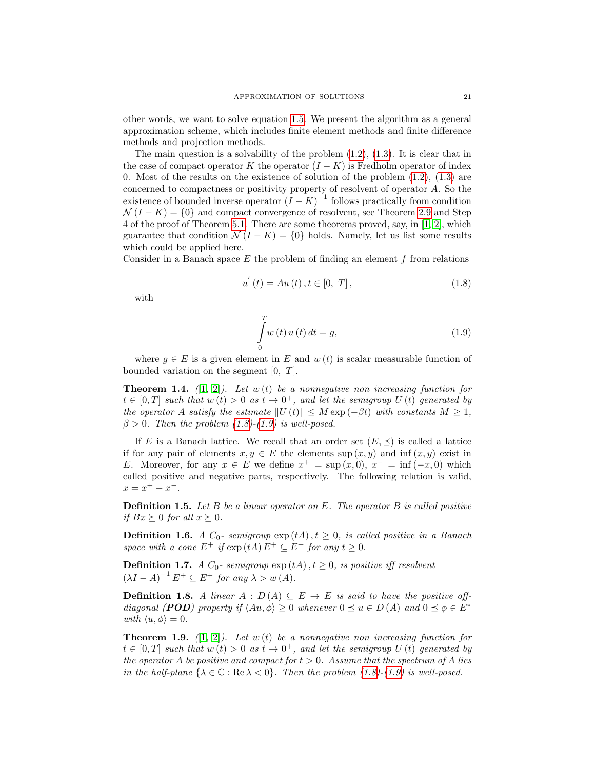other words, we want to solve equation 1.5. We present the algorithm as a general approximation scheme, which includes finite element methods and finite difference methods and projection methods.

The main question is a solvability of the problem (1.2), (1.3). It is clear that in the case of compact operator $K$ the operator $(I-K)$ is Fredholm operator of index 0. Most of the results on the existence of solution of the problem (1.2), (1.3) are concerned to compactness or positivity property of resolvent of operator $A$. So the existence of bounded inverse operator $(I-K)^{-1}$ follows practically from condition $\mathcal{N}(I-K)=\{0\}$ and compact convergence of resolvent, see Theorem 2.9 and Step 4 of the proof of Theorem 5.1. There are some theorems proved, say, in [1, 2], which guarantee that condition $\mathcal{N}(I-K)=\{0\}$ holds. Namely, let us list some results which could be applied here.

Consider in a Banach space $E$ the problem of finding an element $f$ from relations

$$u'(t) = Au(t), t \in [0,\ T], \tag{1.8}$$

with

$$\int_0^T w(t)\, u(t)\, dt = g, \tag{1.9}$$

where $g \in E$ is a given element in $E$ and $w(t)$ is scalar measurable function of bounded variation on the segment $[0,\ T]$.

**Theorem 1.4.** *([1, 2]). Let $w(t)$ be a nonnegative non increasing function for $t \in [0,T]$ such that $w(t) > 0$ as $t \to 0^+$, and let the semigroup $U(t)$ generated by the operator $A$ satisfy the estimate $\|U(t)\| \le M \exp(-\beta t)$ with constants $M \ge 1$, $\beta > 0$. Then the problem (1.8)-(1.9) is well-posed.*

If $E$ is a Banach lattice. We recall that an order set $(E, \preceq)$ is called a lattice if for any pair of elements $x, y \in E$ the elements $\sup(x,y)$ and $\inf(x,y)$ exist in $E$. Moreover, for any $x \in E$ we define $x^+ = \sup(x,0)$, $x^- = \inf(-x,0)$ which called positive and negative parts, respectively. The following relation is valid, $x = x^+ - x^-$.

**Definition 1.5.** *Let $B$ be a linear operator on $E$. The operator $B$ is called positive if $Bx \succeq 0$ for all $x \succeq 0$.*

**Definition 1.6.** *A $C_0$- semigroup $\exp(tA), t \ge 0$, is called positive in a Banach space with a cone $E^+$ if $\exp(tA)E^+ \subseteq E^+$ for any $t \ge 0$.*

**Definition 1.7.** *A $C_0$- semigroup $\exp(tA), t \ge 0$, is positive iff resolvent $(\lambda I - A)^{-1} E^+ \subseteq E^+$ for any $\lambda > w(A)$.*

**Definition 1.8.** *A linear $A : D(A) \subseteq E \to E$ is said to have the positive off-diagonal (**POD**) property if $\langle Au, \phi \rangle \ge 0$ whenever $0 \preceq u \in D(A)$ and $0 \preceq \phi \in E^*$ with $\langle u, \phi \rangle = 0$.*

**Theorem 1.9.** *([1, 2]). Let $w(t)$ be a nonnegative non increasing function for $t \in [0,T]$ such that $w(t) > 0$ as $t \to 0^+$, and let the semigroup $U(t)$ generated by the operator $A$ be positive and compact for $t > 0$. Assume that the spectrum of $A$ lies in the half-plane $\{\lambda \in \mathbb{C} : \operatorname{Re} \lambda < 0\}$. Then the problem (1.8)-(1.9) is well-posed.*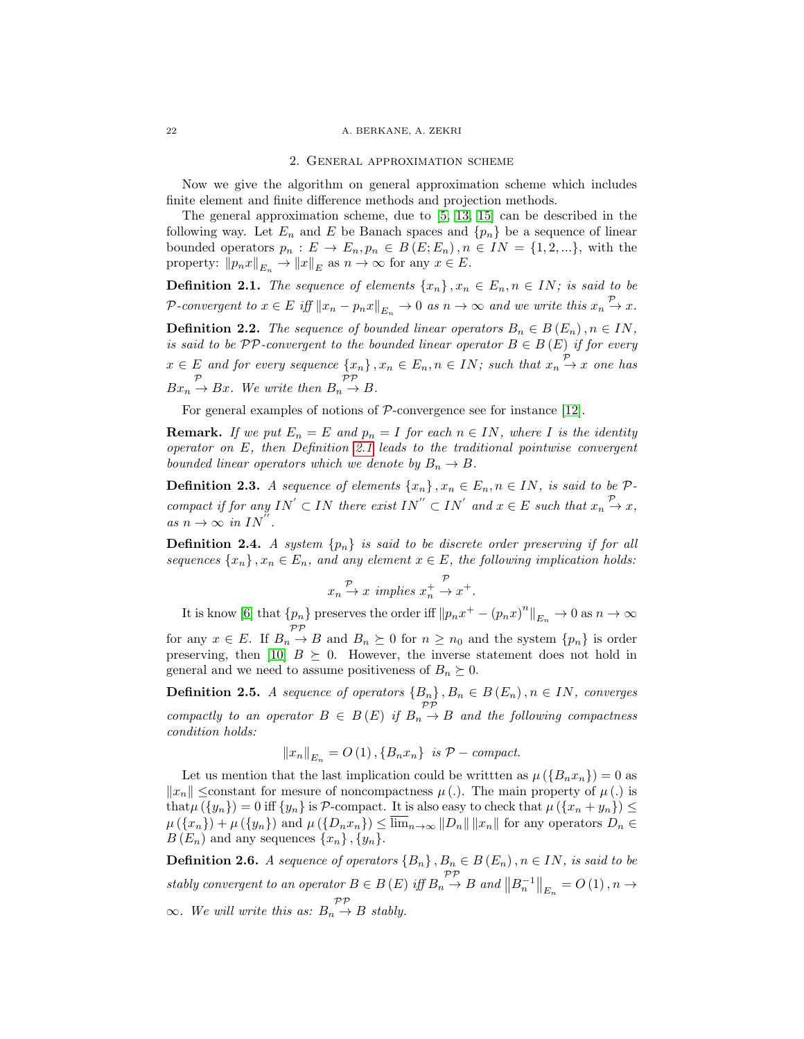## 2. General approximation scheme

Now we give the algorithm on general approximation scheme which includes finite element and finite difference methods and projection methods.

The general approximation scheme, due to [5, 13, 15] can be described in the following way. Let $E_n$ and $E$ be Banach spaces and $\{p_n\}$ be a sequence of linear bounded operators $p_n : E \to E_n, p_n \in B(E; E_n), n \in IN = \{1, 2, ...\}$, with the property: $\|p_n x\|_{E_n} \to \|x\|_E$ as $n \to \infty$ for any $x \in E$.

**Definition 2.1.** *The sequence of elements $\{x_n\}, x_n \in E_n, n \in IN$; is said to be $\mathcal{P}$-convergent to $x \in E$ iff $\|x_n - p_n x\|_{E_n} \to 0$ as $n \to \infty$ and we write this $x_n \overset{\mathcal{P}}{\to} x$.*

**Definition 2.2.** *The sequence of bounded linear operators $B_n \in B(E_n), n \in IN$, is said to be $\mathcal{PP}$-convergent to the bounded linear operator $B \in B(E)$ if for every $x \in E$ and for every sequence $\{x_n\}, x_n \in E_n, n \in IN$; such that $x_n \overset{\mathcal{P}}{\to} x$ one has $Bx_n \overset{\mathcal{P}}{\to} Bx$. We write then $B_n \overset{\mathcal{PP}}{\to} B$.*

For general examples of notions of $\mathcal{P}$-convergence see for instance [12].

**Remark.** *If we put $E_n = E$ and $p_n = I$ for each $n \in IN$, where $I$ is the identity operator on $E$, then Definition 2.1 leads to the traditional pointwise convergent bounded linear operators which we denote by $B_n \to B$.*

**Definition 2.3.** *A sequence of elements $\{x_n\}, x_n \in E_n, n \in IN$, is said to be $\mathcal{P}$-compact if for any $IN' \subset IN$ there exist $IN'' \subset IN'$ and $x \in E$ such that $x_n \overset{\mathcal{P}}{\to} x$, as $n \to \infty$ in $IN''$.*

**Definition 2.4.** *A system $\{p_n\}$ is said to be discrete order preserving if for all sequences $\{x_n\}, x_n \in E_n$, and any element $x \in E$, the following implication holds:*

$$x_n \overset{\mathcal{P}}{\to} x \text{ implies } x_n^+ \overset{\mathcal{P}}{\to} x^+.$$

It is know [6] that $\{p_n\}$ preserves the order iff $\|p_n x^+ - (p_n x)^n\|_{E_n} \to 0$ as $n \to \infty$ for any $x \in E$. If $B_n \overset{\mathcal{PP}}{\to} B$ and $B_n \succeq 0$ for $n \geq n_0$ and the system $\{p_n\}$ is order preserving, then [10] $B \succeq 0$. However, the inverse statement does not hold in general and we need to assume positiveness of $B_n \succeq 0$.

**Definition 2.5.** *A sequence of operators $\{B_n\}, B_n \in B(E_n), n \in IN$, converges compactly to an operator $B \in B(E)$ if $B_n \overset{\mathcal{PP}}{\to} B$ and the following compactness condition holds:*

$$\|x_n\|_{E_n} = O(1), \{B_n x_n\} \text{ is } \mathcal{P}-\text{compact}.$$

Let us mention that the last implication could be writtten as $\mu(\{B_n x_n\}) = 0$ as $\|x_n\| \leq$constant for mesure of noncompactness $\mu(.)$. The main property of $\mu(.)$ is that$\mu(\{y_n\}) = 0$ iff $\{y_n\}$ is $\mathcal{P}$-compact. It is also easy to check that $\mu(\{x_n + y_n\}) \leq \mu(\{x_n\}) + \mu(\{y_n\})$ and $\mu(\{D_n x_n\}) \leq \overline{\lim}_{n\to\infty} \|D_n\| \|x_n\|$ for any operators $D_n \in B(E_n)$ and any sequences $\{x_n\}, \{y_n\}$.

**Definition 2.6.** *A sequence of operators $\{B_n\}, B_n \in B(E_n), n \in IN$, is said to be stably convergent to an operator $B \in B(E)$ iff $B_n \overset{\mathcal{PP}}{\to} B$ and $\|B_n^{-1}\|_{E_n} = O(1), n \to \infty$. We will write this as: $B_n \overset{\mathcal{PP}}{\to} B$ stably.*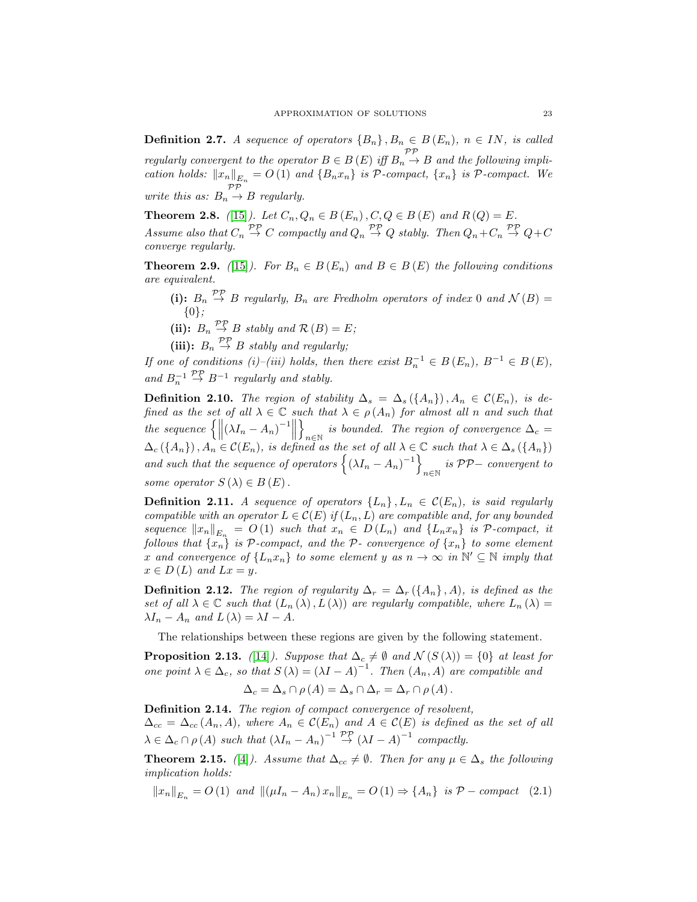**Definition 2.7.** *A sequence of operators $\{B_n\}, B_n \in B(E_n)$, $n \in IN$, is called regularly convergent to the operator $B \in B(E)$ iff $B_n \overset{\mathcal{PP}}{\rightarrow} B$ and the following implication holds: $\|x_n\|_{E_n} = O(1)$ and $\{B_n x_n\}$ is $\mathcal{P}$-compact, $\{x_n\}$ is $\mathcal{P}$-compact. We write this as: $B_n \overset{\mathcal{PP}}{\rightarrow} B$ regularly.*

**Theorem 2.8.** *([15]). Let $C_n, Q_n \in B(E_n), C, Q \in B(E)$ and $R(Q) = E$. Assume also that $C_n \overset{\mathcal{PP}}{\rightarrow} C$ compactly and $Q_n \overset{\mathcal{PP}}{\rightarrow} Q$ stably. Then $Q_n + C_n \overset{\mathcal{PP}}{\rightarrow} Q + C$ converge regularly.*

**Theorem 2.9.** *([15]). For $B_n \in B(E_n)$ and $B \in B(E)$ the following conditions are equivalent.*

- **(i):** *$B_n \overset{\mathcal{PP}}{\rightarrow} B$ regularly, $B_n$ are Fredholm operators of index 0 and $\mathcal{N}(B) = \{0\}$;*
- **(ii):** *$B_n \overset{\mathcal{PP}}{\rightarrow} B$ stably and $\mathcal{R}(B) = E$;*
- **(iii):** *$B_n \overset{\mathcal{PP}}{\rightarrow} B$ stably and regularly;*

*If one of conditions (i)–(iii) holds, then there exist $B_n^{-1} \in B(E_n)$, $B^{-1} \in B(E)$, and $B_n^{-1} \overset{\mathcal{PP}}{\rightarrow} B^{-1}$ regularly and stably.*

**Definition 2.10.** *The region of stability $\Delta_s = \Delta_s(\{A_n\}), A_n \in \mathcal{C}(E_n)$, is defined as the set of all $\lambda \in \mathbb{C}$ such that $\lambda \in \rho(A_n)$ for almost all $n$ and such that the sequence $\left\{\left\|(\lambda I_n - A_n)^{-1}\right\|\right\}_{n\in\mathbb{N}}$ is bounded. The region of convergence $\Delta_c = \Delta_c(\{A_n\}), A_n \in \mathcal{C}(E_n)$, is defined as the set of all $\lambda \in \mathbb{C}$ such that $\lambda \in \Delta_s(\{A_n\})$ and such that the sequence of operators $\left\{(\lambda I_n - A_n)^{-1}\right\}_{n\in\mathbb{N}}$ is $\mathcal{PP}-$ convergent to some operator $S(\lambda) \in B(E)$.*

**Definition 2.11.** *A sequence of operators $\{L_n\}, L_n \in \mathcal{C}(E_n)$, is said regularly compatible with an operator $L \in \mathcal{C}(E)$ if $(L_n, L)$ are compatible and, for any bounded sequence $\|x_n\|_{E_n} = O(1)$ such that $x_n \in D(L_n)$ and $\{L_n x_n\}$ is $\mathcal{P}$-compact, it follows that $\{x_n\}$ is $\mathcal{P}$-compact, and the $\mathcal{P}$- convergence of $\{x_n\}$ to some element $x$ and convergence of $\{L_n x_n\}$ to some element $y$ as $n \to \infty$ in $\mathbb{N}' \subseteq \mathbb{N}$ imply that $x \in D(L)$ and $Lx = y$.*

**Definition 2.12.** *The region of regularity $\Delta_r = \Delta_r(\{A_n\}, A)$, is defined as the set of all $\lambda \in \mathbb{C}$ such that $(L_n(\lambda), L(\lambda))$ are regularly compatible, where $L_n(\lambda) = \lambda I_n - A_n$ and $L(\lambda) = \lambda I - A$.*

The relationships between these regions are given by the following statement.

**Proposition 2.13.** *([14]). Suppose that $\Delta_c \neq \emptyset$ and $\mathcal{N}(S(\lambda)) = \{0\}$ at least for one point $\lambda \in \Delta_c$, so that $S(\lambda) = (\lambda I - A)^{-1}$. Then $(A_n, A)$ are compatible and*

$$\Delta_c = \Delta_s \cap \rho(A) = \Delta_s \cap \Delta_r = \Delta_r \cap \rho(A).$$

**Definition 2.14.** *The region of compact convergence of resolvent, $\Delta_{cc} = \Delta_{cc}(A_n, A)$, where $A_n \in \mathcal{C}(E_n)$ and $A \in \mathcal{C}(E)$ is defined as the set of all $\lambda \in \Delta_c \cap \rho(A)$ such that $(\lambda I_n - A_n)^{-1} \overset{\mathcal{PP}}{\rightarrow} (\lambda I - A)^{-1}$ compactly.*

**Theorem 2.15.** *([4]). Assume that $\Delta_{cc} \neq \emptyset$. Then for any $\mu \in \Delta_s$ the following implication holds:*

$$\|x_n\|_{E_n} = O(1) \ \text{ and } \ \|(\mu I_n - A_n) x_n\|_{E_n} = O(1) \Rightarrow \{A_n\} \ \text{ is } \mathcal{P} - \text{compact} \quad (2.1)$$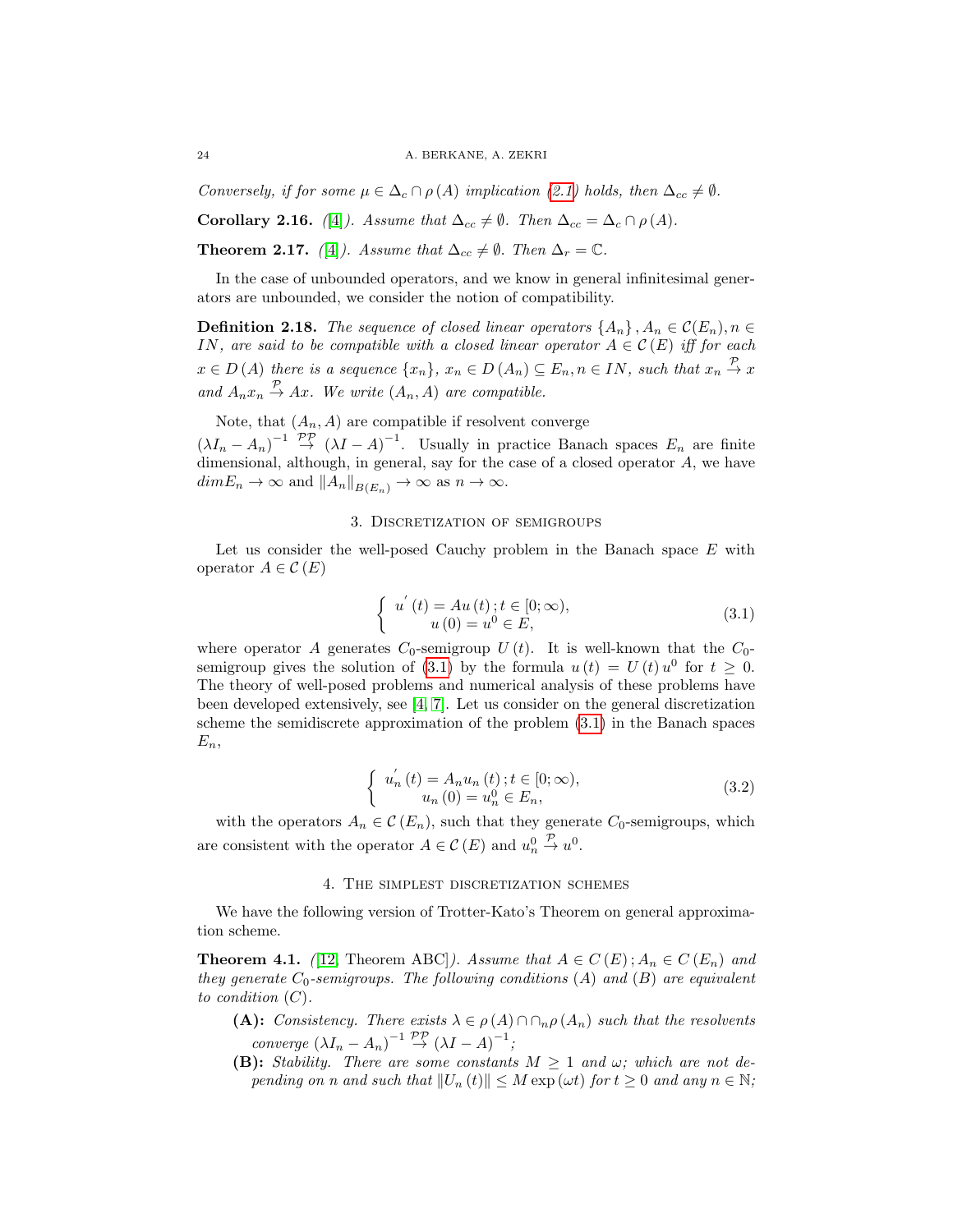*Conversely, if for some $\mu \in \Delta_c \cap \rho(A)$ implication (2.1) holds, then $\Delta_{cc} \neq \emptyset$.*

**Corollary 2.16.** *([4]). Assume that $\Delta_{cc} \neq \emptyset$. Then $\Delta_{cc} = \Delta_c \cap \rho(A)$.*

**Theorem 2.17.** *([4]). Assume that $\Delta_{cc} \neq \emptyset$. Then $\Delta_r = \mathbb{C}$.*

In the case of unbounded operators, and we know in general infinitesimal generators are unbounded, we consider the notion of compatibility.

**Definition 2.18.** *The sequence of closed linear operators $\{A_n\}, A_n \in \mathcal{C}(E_n), n \in IN$, are said to be compatible with a closed linear operator $A \in \mathcal{C}(E)$ iff for each $x \in D(A)$ there is a sequence $\{x_n\}$, $x_n \in D(A_n) \subseteq E_n, n \in IN$, such that $x_n \overset{\mathcal{P}}{\to} x$ and $A_n x_n \overset{\mathcal{P}}{\to} Ax$. We write $(A_n, A)$ are compatible.*

Note, that $(A_n, A)$ are compatible if resolvent converge $(\lambda I_n - A_n)^{-1} \overset{\mathcal{PP}}{\to} (\lambda I - A)^{-1}$. Usually in practice Banach spaces $E_n$ are finite dimensional, although, in general, say for the case of a closed operator $A$, we have $dim E_n \to \infty$ and $\|A_n\|_{B(E_n)} \to \infty$ as $n \to \infty$.

## 3. Discretization of semigroups

Let us consider the well-posed Cauchy problem in the Banach space $E$ with operator $A \in \mathcal{C}(E)$

$$\left\{ \begin{array}{c} u'(t) = Au(t); t \in [0; \infty), \\ u(0) = u^0 \in E, \end{array} \right. \tag{3.1}$$

where operator $A$ generates $C_0$-semigroup $U(t)$. It is well-known that the $C_0$-semigroup gives the solution of (3.1) by the formula $u(t) = U(t)u^0$ for $t \geq 0$. The theory of well-posed problems and numerical analysis of these problems have been developed extensively, see [4, 7]. Let us consider on the general discretization scheme the semidiscrete approximation of the problem (3.1) in the Banach spaces $E_n$,

$$\left\{ \begin{array}{c} u_n'(t) = A_n u_n(t); t \in [0; \infty), \\ u_n(0) = u_n^0 \in E_n, \end{array} \right. \tag{3.2}$$

with the operators $A_n \in \mathcal{C}(E_n)$, such that they generate $C_0$-semigroups, which are consistent with the operator $A \in \mathcal{C}(E)$ and $u_n^0 \overset{\mathcal{P}}{\to} u^0$.

## 4. The simplest discretization schemes

We have the following version of Trotter-Kato's Theorem on general approximation scheme.

**Theorem 4.1.** *([12, Theorem ABC]). Assume that $A \in C(E); A_n \in C(E_n)$ and they generate $C_0$-semigroups. The following conditions $(A)$ and $(B)$ are equivalent to condition $(C)$.*

- **(A):** *Consistency. There exists $\lambda \in \rho(A) \cap \cap_n \rho(A_n)$ such that the resolvents converge $(\lambda I_n - A_n)^{-1} \overset{\mathcal{PP}}{\to} (\lambda I - A)^{-1}$;*
- **(B):** *Stability. There are some constants $M \geq 1$ and $\omega$; which are not depending on $n$ and such that $\|U_n(t)\| \leq M \exp(\omega t)$ for $t \geq 0$ and any $n \in \mathbb{N}$;*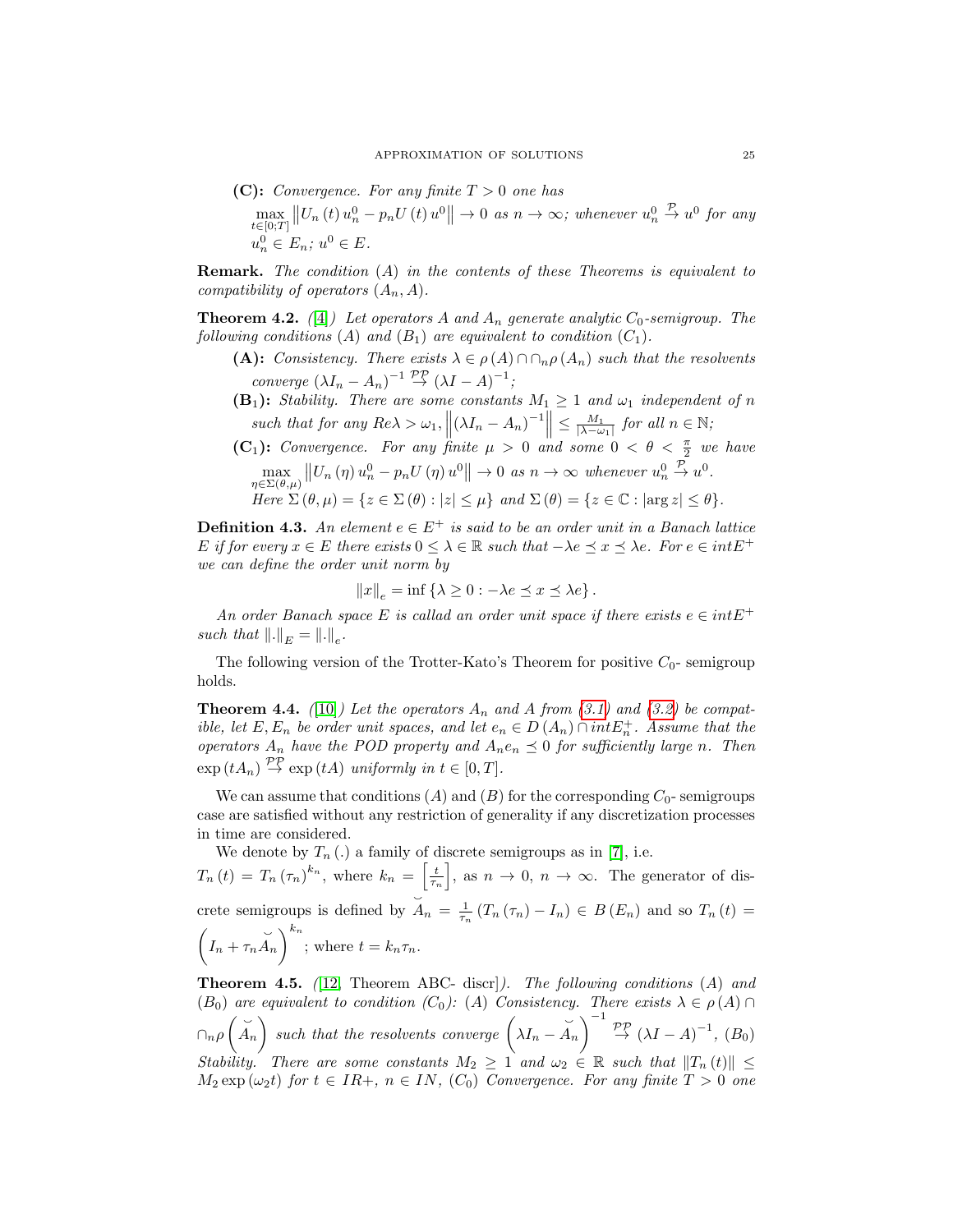**(C):** *Convergence. For any finite $T > 0$ one has* $\max_{t \in [0;T]} \left\| U_n(t) u_n^0 - p_n U(t) u^0 \right\| \to 0$ *as $n \to \infty$; whenever $u_n^0 \overset{\mathcal{P}}{\to} u^0$ for any $u_n^0 \in E_n$; $u^0 \in E$.*

**Remark.** *The condition $(A)$ in the contents of these Theorems is equivalent to compatibility of operators $(A_n, A)$.*

**Theorem 4.2.** *([4]) Let operators $A$ and $A_n$ generate analytic $C_0$-semigroup. The following conditions $(A)$ and $(B_1)$ are equivalent to condition $(C_1)$.*

- **(A):** *Consistency. There exists $\lambda \in \rho(A) \cap \cap_n \rho(A_n)$ such that the resolvents converge $(\lambda I_n - A_n)^{-1} \overset{\mathcal{PP}}{\to} (\lambda I - A)^{-1}$;*
- **($B_1$):** *Stability. There are some constants $M_1 \geq 1$ and $\omega_1$ independent of $n$ such that for any $Re\lambda > \omega_1$, $\left\| (\lambda I_n - A_n)^{-1} \right\| \leq \frac{M_1}{|\lambda - \omega_1|}$ for all $n \in \mathbb{N}$;*
- **($C_1$):** *Convergence. For any finite $\mu > 0$ and some $0 < \theta < \frac{\pi}{2}$ we have $\max_{\eta \in \Sigma(\theta, \mu)} \left\| U_n(\eta) u_n^0 - p_n U(\eta) u^0 \right\| \to 0$ as $n \to \infty$ whenever $u_n^0 \overset{\mathcal{P}}{\to} u^0$.*
  *Here $\Sigma(\theta, \mu) = \{z \in \Sigma(\theta) : |z| \leq \mu\}$ and $\Sigma(\theta) = \{z \in \mathbb{C} : |\arg z| \leq \theta\}$.*

**Definition 4.3.** *An element $e \in E^+$ is said to be an order unit in a Banach lattice $E$ if for every $x \in E$ there exists $0 \leq \lambda \in \mathbb{R}$ such that $-\lambda e \preceq x \preceq \lambda e$. For $e \in intE^+$ we can define the order unit norm by*

$$\|x\|_e = \inf \{\lambda \geq 0 : -\lambda e \preceq x \preceq \lambda e\}.$$

*An order Banach space $E$ is callad an order unit space if there exists $e \in intE^+$ such that $\|.\|_E = \|.\|_e$.*

The following version of the Trotter-Kato's Theorem for positive $C_0$- semigroup holds.

**Theorem 4.4.** *([10]) Let the operators $A_n$ and $A$ from (3.1) and (3.2) be compatible, let $E, E_n$ be order unit spaces, and let $e_n \in D(A_n) \cap intE_n^+$. Assume that the operators $A_n$ have the POD property and $A_n e_n \preceq 0$ for sufficiently large $n$. Then $\exp(tA_n) \overset{\mathcal{PP}}{\to} \exp(tA)$ uniformly in $t \in [0, T]$.*

We can assume that conditions $(A)$ and $(B)$ for the corresponding $C_0$- semigroups case are satisfied without any restriction of generality if any discretization processes in time are considered.

We denote by $T_n(.)$ a family of discrete semigroups as in [7], i.e. $T_n(t) = T_n(\tau_n)^{k_n}$, where $k_n = \left[\frac{t}{\tau_n}\right]$, as $n \to 0$, $n \to \infty$. The generator of discrete semigroups is defined by $\breve{A}_n = \frac{1}{\tau_n}(T_n(\tau_n) - I_n) \in B(E_n)$ and so $T_n(t) = \left(I_n + \tau_n \breve{A}_n\right)^{k_n}$; where $t = k_n \tau_n$.

**Theorem 4.5.** *([12, Theorem ABC- discr]). The following conditions $(A)$ and $(B_0)$ are equivalent to condition $(C_0)$: $(A)$ Consistency. There exists $\lambda \in \rho(A) \cap \cap_n \rho\left(\breve{A}_n\right)$ such that the resolvents converge $\left(\lambda I_n - \breve{A}_n\right)^{-1} \overset{\mathcal{PP}}{\to} (\lambda I - A)^{-1}$, $(B_0)$ Stability. There are some constants $M_2 \geq 1$ and $\omega_2 \in \mathbb{R}$ such that $\|T_n(t)\| \leq M_2 \exp(\omega_2 t)$ for $t \in IR+$, $n \in IN$, $(C_0)$ Convergence. For any finite $T > 0$ one*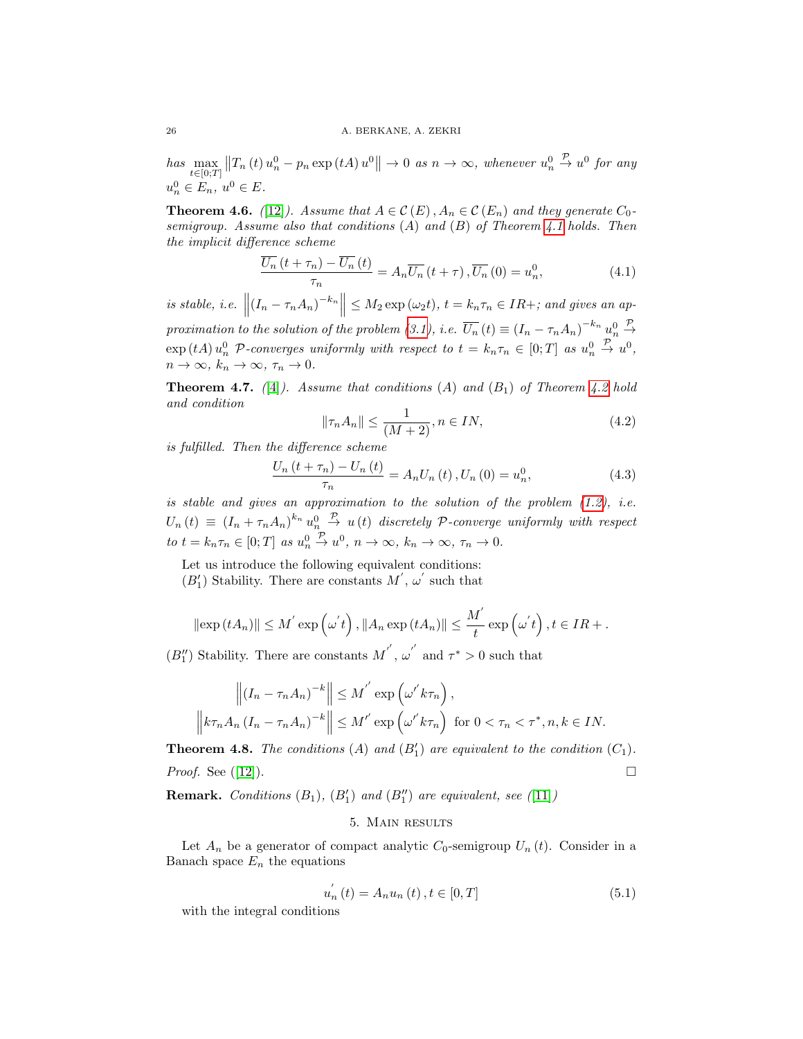*has* $\max\limits_{t\in[0;T]} \left\| T_n(t) u_n^0 - p_n \exp(tA) u^0 \right\| \to 0$ *as* $n \to \infty$*, whenever* $u_n^0 \xrightarrow{\mathcal{P}} u^0$ *for any* $u_n^0 \in E_n$*,* $u^0 \in E$*.*

**Theorem 4.6.** *([12]). Assume that* $A \in \mathcal{C}(E), A_n \in \mathcal{C}(E_n)$ *and they generate* $C_0$*-semigroup. Assume also that conditions (A) and (B) of Theorem 4.1 holds. Then the implicit difference scheme*

$$\frac{\overline{U_n}(t+\tau_n) - \overline{U_n}(t)}{\tau_n} = A_n \overline{U_n}(t+\tau), \overline{U_n}(0) = u_n^0, \tag{4.1}$$

*is stable, i.e.* $\left\| (I_n - \tau_n A_n)^{-k_n} \right\| \le M_2 \exp(\omega_2 t)$*,* $t = k_n \tau_n \in IR+$*; and gives an approximation to the solution of the problem (3.1), i.e.* $\overline{U_n}(t) \equiv (I_n - \tau_n A_n)^{-k_n} u_n^0 \xrightarrow{\mathcal{P}} \exp(tA) u_n^0$ *$\mathcal{P}$-converges uniformly with respect to* $t = k_n \tau_n \in [0;T]$ *as* $u_n^0 \xrightarrow{\mathcal{P}} u^0$*,* $n \to \infty$*,* $k_n \to \infty$*,* $\tau_n \to 0$*.*

**Theorem 4.7.** *([4]). Assume that conditions (A) and* $(B_1)$ *of Theorem 4.2 hold and condition*

$$\|\tau_n A_n\| \le \frac{1}{(M+2)}, n \in IN, \tag{4.2}$$

*is fulfilled. Then the difference scheme*

$$\frac{U_n(t+\tau_n) - U_n(t)}{\tau_n} = A_n U_n(t), U_n(0) = u_n^0, \tag{4.3}$$

*is stable and gives an approximation to the solution of the problem (1.2), i.e.* $U_n(t) \equiv (I_n + \tau_n A_n)^{k_n} u_n^0 \xrightarrow{\mathcal{P}} u(t)$ *discretely $\mathcal{P}$-converge uniformly with respect to* $t = k_n \tau_n \in [0;T]$ *as* $u_n^0 \xrightarrow{\mathcal{P}} u^0$*,* $n \to \infty$*,* $k_n \to \infty$*,* $\tau_n \to 0$*.*

Let us introduce the following equivalent conditions:
$(B_1')$ Stability. There are constants $M'$, $\omega'$ such that

$$\|\exp(tA_n)\| \le M' \exp\left(\omega' t\right), \|A_n \exp(tA_n)\| \le \frac{M'}{t} \exp\left(\omega' t\right), t \in IR+.$$

$(B_1'')$ Stability. There are constants $M''$, $\omega''$ and $\tau^* > 0$ such that

$$\left\| (I_n - \tau_n A_n)^{-k} \right\| \le M'' \exp\left(\omega'' k \tau_n\right),$$
$$\left\| k \tau_n A_n (I_n - \tau_n A_n)^{-k} \right\| \le M'' \exp\left(\omega'' k \tau_n\right) \text{ for } 0 < \tau_n < \tau^*, n, k \in IN.$$

**Theorem 4.8.** *The conditions (A) and* $(B_1')$ *are equivalent to the condition* $(C_1)$*.*

*Proof.* See ([12]). □

**Remark.** *Conditions* $(B_1)$*,* $(B_1')$ *and* $(B_1'')$ *are equivalent, see ([11])*

## 5. Main results

Let $A_n$ be a generator of compact analytic $C_0$-semigroup $U_n(t)$. Consider in a Banach space $E_n$ the equations

$$u_n'(t) = A_n u_n(t), t \in [0,T] \tag{5.1}$$

with the integral conditions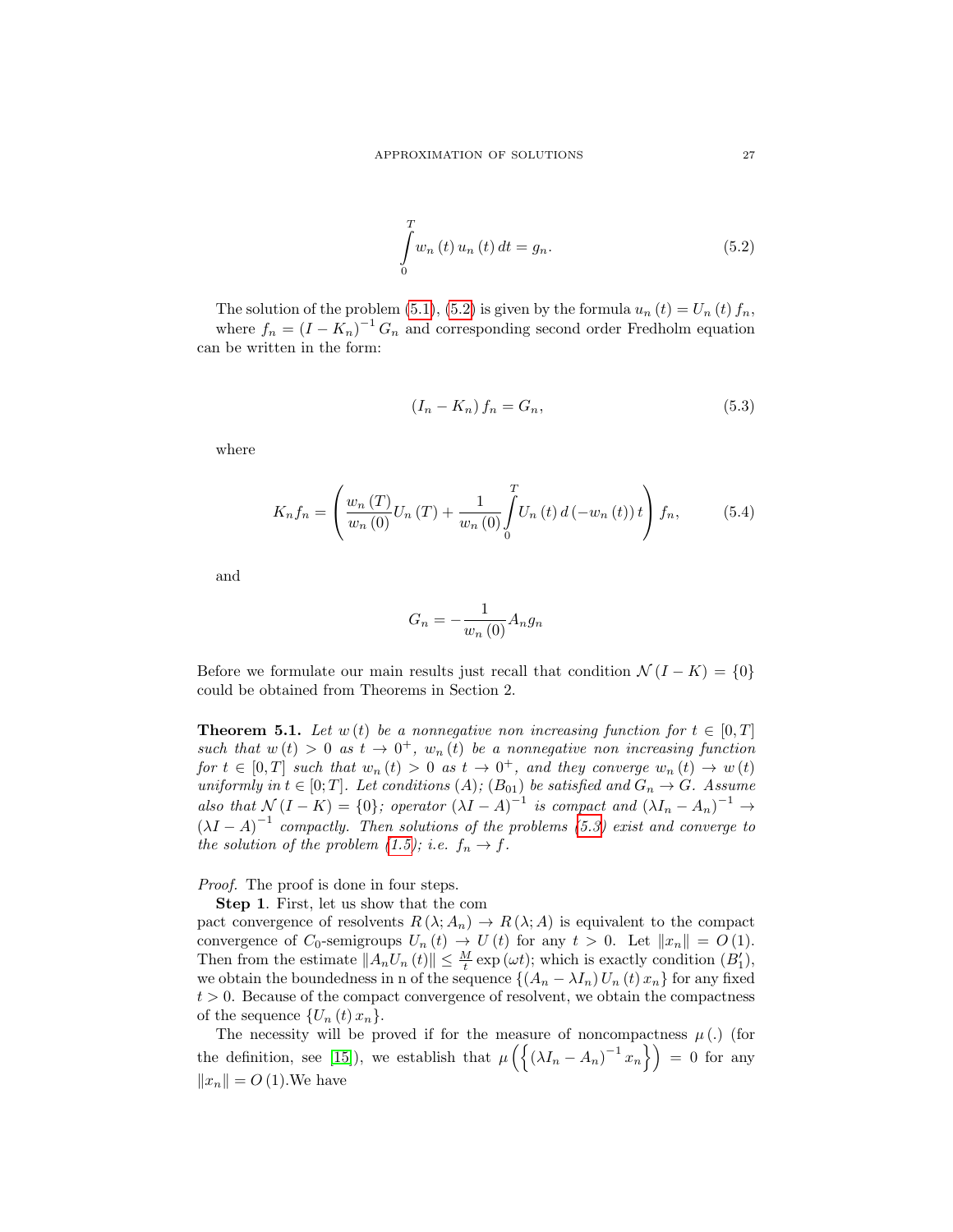$$\int_0^T w_n(t)\, u_n(t)\, dt = g_n. \tag{5.2}$$

The solution of the problem (5.1), (5.2) is given by the formula $u_n(t) = U_n(t) f_n$, where $f_n = (I - K_n)^{-1} G_n$ and corresponding second order Fredholm equation can be written in the form:

$$(I_n - K_n) f_n = G_n, \tag{5.3}$$

where

$$K_n f_n = \left( \frac{w_n(T)}{w_n(0)} U_n(T) + \frac{1}{w_n(0)} \int_0^T U_n(t)\, d(-w_n(t))\, t \right) f_n, \tag{5.4}$$

and

$$G_n = -\frac{1}{w_n(0)} A_n g_n$$

Before we formulate our main results just recall that condition $\mathcal{N}(I - K) = \{0\}$ could be obtained from Theorems in Section 2.

**Theorem 5.1.** *Let $w(t)$ be a nonnegative non increasing function for $t \in [0, T]$ such that $w(t) > 0$ as $t \to 0^+$, $w_n(t)$ be a nonnegative non increasing function for $t \in [0, T]$ such that $w_n(t) > 0$ as $t \to 0^+$, and they converge $w_n(t) \to w(t)$ uniformly in $t \in [0; T]$. Let conditions $(A)$; $(B_{01})$ be satisfied and $G_n \to G$. Assume also that $\mathcal{N}(I - K) = \{0\}$; operator $(\lambda I - A)^{-1}$ is compact and $(\lambda I_n - A_n)^{-1} \to (\lambda I - A)^{-1}$ compactly. Then solutions of the problems (5.3) exist and converge to the solution of the problem (1.5); i.e. $f_n \to f$.*

*Proof.* The proof is done in four steps.

**Step 1**. First, let us show that the com
pact convergence of resolvents $R(\lambda; A_n) \to R(\lambda; A)$ is equivalent to the compact convergence of $C_0$-semigroups $U_n(t) \to U(t)$ for any $t > 0$. Let $\|x_n\| = O(1)$. Then from the estimate $\|A_n U_n(t)\| \leq \frac{M}{t} \exp(\omega t)$; which is exactly condition $(B_1')$, we obtain the boundedness in n of the sequence $\{(A_n - \lambda I_n) U_n(t) x_n\}$ for any fixed $t > 0$. Because of the compact convergence of resolvent, we obtain the compactness of the sequence $\{U_n(t) x_n\}$.

The necessity will be proved if for the measure of noncompactness $\mu(.)$ (for the definition, see [15]), we establish that $\mu\left(\left\{(\lambda I_n - A_n)^{-1} x_n\right\}\right) = 0$ for any $\|x_n\| = O(1)$.We have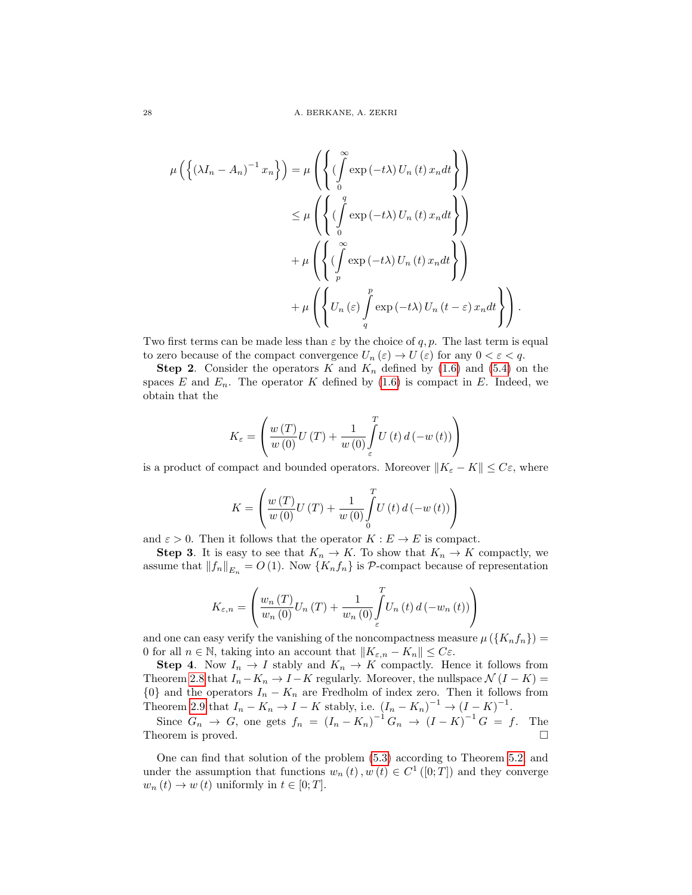$$
\begin{aligned}
\mu\left(\left\{\left(\lambda I_n - A_n\right)^{-1} x_n\right\}\right) &= \mu\left(\left\{ (\int_0^{\infty} \exp\left(-t\lambda\right) U_n\left(t\right) x_n dt \right\}\right) \\
&\leq \mu\left(\left\{ (\int_0^{q} \exp\left(-t\lambda\right) U_n\left(t\right) x_n dt \right\}\right) \\
&+ \mu\left(\left\{ (\int_p^{\infty} \exp\left(-t\lambda\right) U_n\left(t\right) x_n dt \right\}\right) \\
&+ \mu\left(\left\{ U_n\left(\varepsilon\right) \int_q^{p} \exp\left(-t\lambda\right) U_n\left(t-\varepsilon\right) x_n dt \right\}\right).
\end{aligned}
$$

Two first terms can be made less than $\varepsilon$ by the choice of $q, p$. The last term is equal to zero because of the compact convergence $U_n(\varepsilon) \to U(\varepsilon)$ for any $0 < \varepsilon < q$.

**Step 2**. Consider the operators $K$ and $K_n$ defined by (1.6) and (5.4) on the spaces $E$ and $E_n$. The operator $K$ defined by (1.6) is compact in $E$. Indeed, we obtain that the

$$
K_{\varepsilon} = \left(\frac{w\left(T\right)}{w\left(0\right)} U\left(T\right) + \frac{1}{w\left(0\right)} \int_{\varepsilon}^{T} U\left(t\right) d\left(-w\left(t\right)\right)\right)
$$

is a product of compact and bounded operators. Moreover $\|K_{\varepsilon} - K\| \leq C\varepsilon$, where

$$
K = \left(\frac{w\left(T\right)}{w\left(0\right)} U\left(T\right) + \frac{1}{w\left(0\right)} \int_{0}^{T} U\left(t\right) d\left(-w\left(t\right)\right)\right)
$$

and $\varepsilon > 0$. Then it follows that the operator $K : E \to E$ is compact.

**Step 3**. It is easy to see that $K_n \to K$. To show that $K_n \to K$ compactly, we assume that $\|f_n\|_{E_n} = O(1)$. Now $\{K_n f_n\}$ is $\mathcal{P}$-compact because of representation

$$
K_{\varepsilon,n} = \left(\frac{w_n\left(T\right)}{w_n\left(0\right)} U_n\left(T\right) + \frac{1}{w_n\left(0\right)} \int_{\varepsilon}^{T} U_n\left(t\right) d\left(-w_n\left(t\right)\right)\right)
$$

and one can easy verify the vanishing of the noncompactness measure $\mu\left(\{K_n f_n\}\right) = 0$ for all $n \in \mathbb{N}$, taking into an account that $\|K_{\varepsilon,n} - K_n\| \leq C\varepsilon$.

**Step 4**. Now $I_n \to I$ stably and $K_n \to K$ compactly. Hence it follows from Theorem 2.8 that $I_n - K_n \to I - K$ regularly. Moreover, the nullspace $\mathcal{N}(I - K) = \{0\}$ and the operators $I_n - K_n$ are Fredholm of index zero. Then it follows from Theorem 2.9 that $I_n - K_n \to I - K$ stably, i.e. $(I_n - K_n)^{-1} \to (I - K)^{-1}$.

Since $G_n \to G$, one gets $f_n = (I_n - K_n)^{-1} G_n \to (I - K)^{-1} G = f$. The Theorem is proved. $\square$

One can find that solution of the problem (5.3) according to Theorem 5.2 and under the assumption that functions $w_n(t), w(t) \in C^1([0;T])$ and they converge $w_n(t) \to w(t)$ uniformly in $t \in [0;T]$.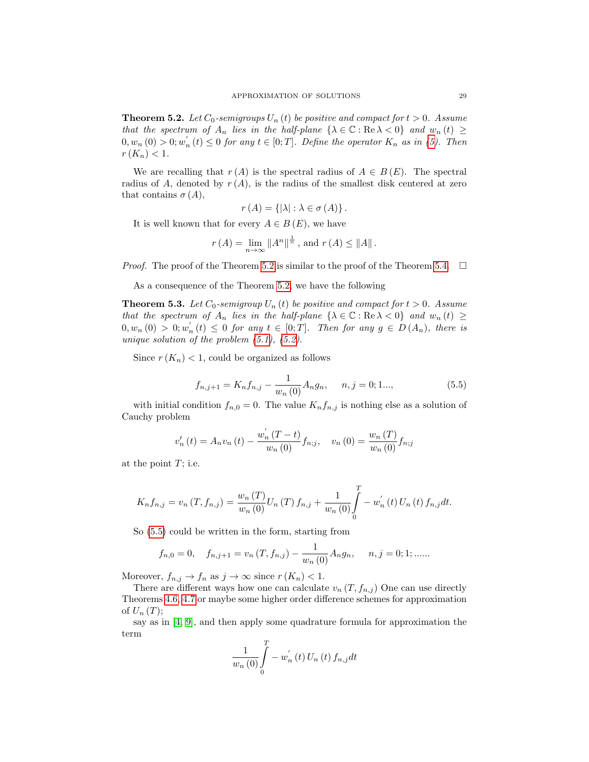**Theorem 5.2.** *Let $C_0$-semigroups $U_n(t)$ be positive and compact for $t > 0$. Assume that the spectrum of $A_n$ lies in the half-plane $\{\lambda \in \mathbb{C} : \operatorname{Re}\lambda < 0\}$ and $w_n(t) \geq 0, w_n(0) > 0; w_n^{'}(t) \leq 0$ for any $t \in [0;T]$. Define the operator $K_n$ as in (5). Then $r(K_n) < 1$.*

We are recalling that $r(A)$ is the spectral radius of $A \in B(E)$. The spectral radius of $A$, denoted by $r(A)$, is the radius of the smallest disk centered at zero that contains $\sigma(A)$,

$$r(A) = \{|\lambda| : \lambda \in \sigma(A)\}.$$

It is well known that for every $A \in B(E)$, we have

$$r(A) = \lim_{n\to\infty} \|A^n\|^{\frac{1}{n}}, \text{ and } r(A) \leq \|A\|.$$

*Proof.* The proof of the Theorem 5.2 is similar to the proof of the Theorem 5.4. $\square$

As a consequence of the Theorem 5.2, we have the following

**Theorem 5.3.** *Let $C_0$-semigroup $U_n(t)$ be positive and compact for $t > 0$. Assume that the spectrum of $A_n$ lies in the half-plane $\{\lambda \in \mathbb{C} : \operatorname{Re}\lambda < 0\}$ and $w_n(t) \geq 0, w_n(0) > 0; w_n^{'}(t) \leq 0$ for any $t \in [0;T]$. Then for any $g \in D(A_n)$, there is unique solution of the problem (5.1), (5.2).*

Since $r(K_n) < 1$, could be organized as follows

$$f_{n,j+1} = K_n f_{n,j} - \frac{1}{w_n(0)} A_n g_n, \quad n,j = 0;1..., \tag{5.5}$$

with initial condition $f_{n,0} = 0$. The value $K_n f_{n,j}$ is nothing else as a solution of Cauchy problem

$$v_n^{\prime}(t) = A_n v_n(t) - \frac{w_n^{'}(T-t)}{w_n(0)} f_{n;j}, \quad v_n(0) = \frac{w_n(T)}{w_n(0)} f_{n;j}$$

at the point $T$; i.e.

$$K_n f_{n,j} = v_n(T, f_{n,j}) = \frac{w_n(T)}{w_n(0)} U_n(T) f_{n,j} + \frac{1}{w_n(0)} \int_0^T - w_n^{'}(t) U_n(t) f_{n,j} dt.$$

So (5.5) could be written in the form, starting from

$$f_{n,0} = 0, \quad f_{n,j+1} = v_n(T, f_{n,j}) - \frac{1}{w_n(0)} A_n g_n, \quad n,j = 0;1;......$$

Moreover, $f_{n,j} \to f_n$ as $j \to \infty$ since $r(K_n) < 1$.

There are different ways how one can calculate $v_n(T, f_{n,j})$ One can use directly Theorems 4.6, 4.7 or maybe some higher order difference schemes for approximation of $U_n(T)$;

say as in [4, 9], and then apply some quadrature formula for approximation the term

$$\frac{1}{w_n(0)} \int_0^T - w_n^{'}(t) U_n(t) f_{n,j} dt$$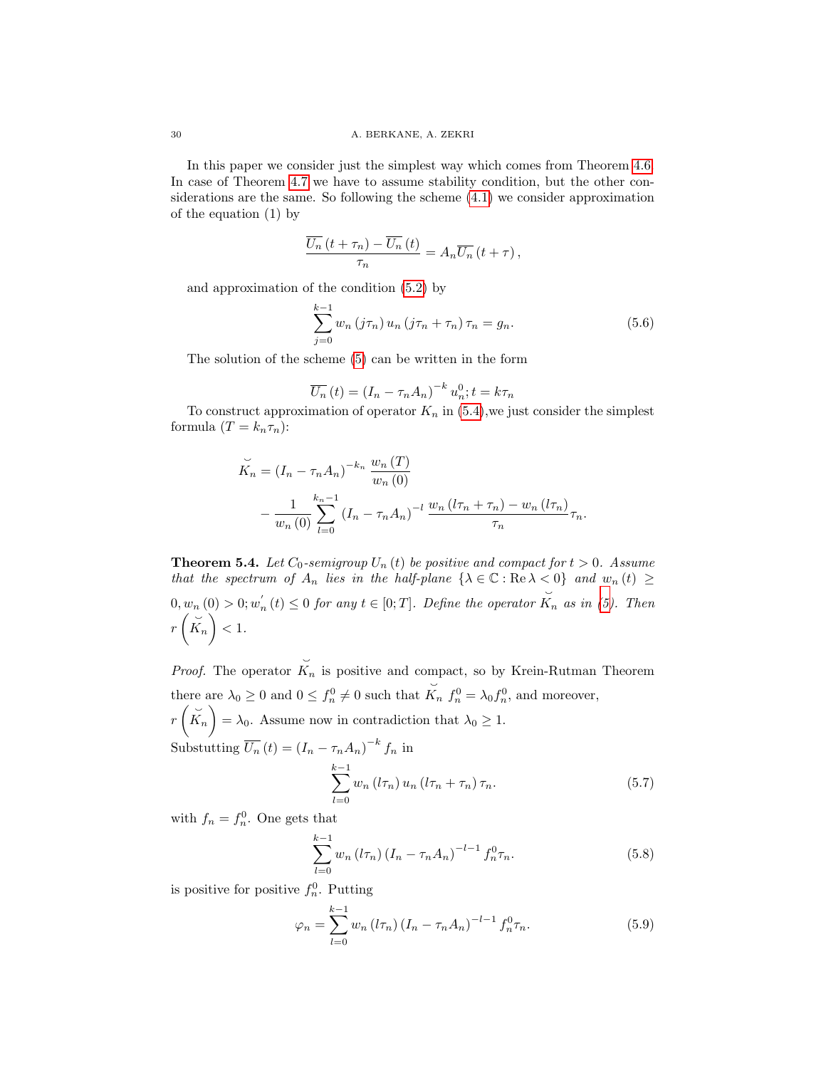In this paper we consider just the simplest way which comes from Theorem 4.6. In case of Theorem 4.7 we have to assume stability condition, but the other considerations are the same. So following the scheme (4.1) we consider approximation of the equation (1) by

$$\frac{\overline{U_n}(t+\tau_n)-\overline{U_n}(t)}{\tau_n}=A_n\overline{U_n}(t+\tau),$$

and approximation of the condition (5.2) by

$$\sum_{j=0}^{k-1} w_n(j\tau_n)\, u_n(j\tau_n+\tau_n)\,\tau_n = g_n. \tag{5.6}$$

The solution of the scheme (5) can be written in the form

$$\overline{U_n}(t)=(I_n-\tau_n A_n)^{-k}\, u_n^0; t=k\tau_n$$

To construct approximation of operator $K_n$ in (5.4),we just consider the simplest formula ($T=k_n\tau_n$):

$$\begin{aligned}\breve{K}_n &= (I_n-\tau_n A_n)^{-k_n}\frac{w_n(T)}{w_n(0)}\\ &\quad -\frac{1}{w_n(0)}\sum_{l=0}^{k_n-1}(I_n-\tau_n A_n)^{-l}\,\frac{w_n(l\tau_n+\tau_n)-w_n(l\tau_n)}{\tau_n}\tau_n.\end{aligned}$$

**Theorem 5.4.** *Let $C_0$-semigroup $U_n(t)$ be positive and compact for $t>0$. Assume that the spectrum of $A_n$ lies in the half-plane $\{\lambda\in\mathbb{C}:\operatorname{Re}\lambda<0\}$ and $w_n(t)\geq 0, w_n(0)>0; w_n'(t)\leq 0$ for any $t\in[0;T]$. Define the operator $\breve{K}_n$ as in (5). Then $r\left(\breve{K}_n\right)<1$.*

*Proof.* The operator $\breve{K}_n$ is positive and compact, so by Krein-Rutman Theorem there are $\lambda_0\geq 0$ and $0\leq f_n^0\neq 0$ such that $\breve{K}_n\ f_n^0=\lambda_0 f_n^0$, and moreover, $r\left(\breve{K}_n\right)=\lambda_0$. Assume now in contradiction that $\lambda_0\geq 1$.
Substutting $\overline{U_n}(t)=(I_n-\tau_n A_n)^{-k} f_n$ in

$$\sum_{l=0}^{k-1} w_n(l\tau_n)\, u_n(l\tau_n+\tau_n)\,\tau_n. \tag{5.7}$$

with $f_n=f_n^0$. One gets that

$$\sum_{l=0}^{k-1} w_n(l\tau_n)\,(I_n-\tau_n A_n)^{-l-1} f_n^0\tau_n. \tag{5.8}$$

is positive for positive $f_n^0$. Putting

$$\varphi_n=\sum_{l=0}^{k-1} w_n(l\tau_n)\,(I_n-\tau_n A_n)^{-l-1} f_n^0\tau_n. \tag{5.9}$$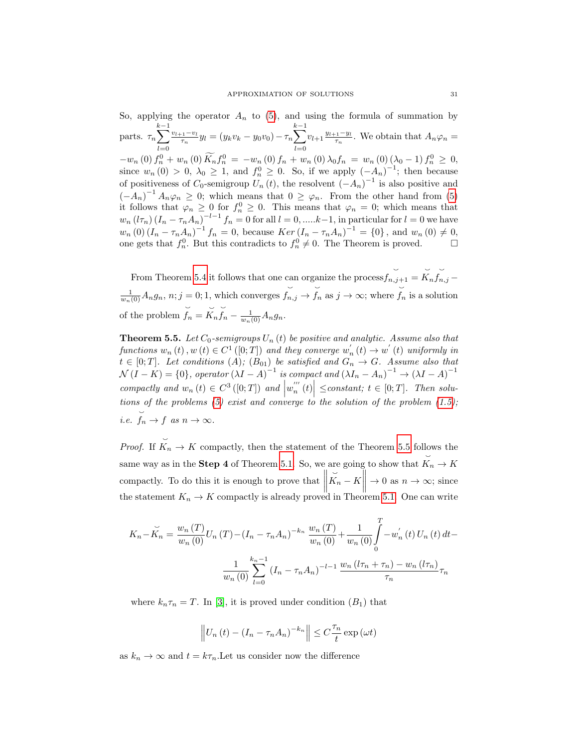So, applying the operator $A_n$ to (5), and using the formula of summation by parts. $\tau_n \sum_{l=0}^{k-1} \frac{v_{l+1}-v_l}{\tau_n} y_l = (y_k v_k - y_0 v_0) - \tau_n \sum_{l=0}^{k-1} v_{l+1} \frac{y_{l+1}-y_l}{\tau_n}$. We obtain that $A_n \varphi_n = -w_n(0) f_n^0 + w_n(0) \widetilde{K_n} f_n^0 = -w_n(0) f_n + w_n(0) \lambda_0 f_n = w_n(0)(\lambda_0 - 1) f_n^0 \geq 0$, since $w_n(0) > 0$, $\lambda_0 \geq 1$, and $f_n^0 \geq 0$. So, if we apply $(-A_n)^{-1}$; then because of positiveness of $C_0$-semigroup $U_n(t)$, the resolvent $(-A_n)^{-1}$ is also positive and $(-A_n)^{-1} A_n \varphi_n \geq 0$; which means that $0 \geq \varphi_n$. From the other hand from (5) it follows that $\varphi_n \geq 0$ for $f_n^0 \geq 0$. This means that $\varphi_n = 0$; which means that $w_n(l\tau_n)(I_n - \tau_n A_n)^{-l-1} f_n = 0$ for all $l = 0, .....k-1$, in particular for $l = 0$ we have $w_n(0)(I_n - \tau_n A_n)^{-1} f_n = 0$, because $Ker (I_n - \tau_n A_n)^{-1} = \{0\}$, and $w_n(0) \neq 0$, one gets that $f_n^0$. But this contradicts to $f_n^0 \neq 0$. The Theorem is proved. $\square$

From Theorem 5.4 it follows that one can organize the process $\breve{f}_{n,j+1} = \breve{K}_n \breve{f}_{n,j} - \frac{1}{w_n(0)} A_n g_n$, $n; j = 0; 1$, which converges $\breve{f}_{n,j} \to \breve{f}_n$ as $j \to \infty$; where $\breve{f}_n$ is a solution of the problem $\breve{f}_n = \breve{K}_n \breve{f}_n - \frac{1}{w_n(0)} A_n g_n$.

**Theorem 5.5.** *Let $C_0$-semigroups $U_n(t)$ be positive and analytic. Assume also that functions $w_n(t), w(t) \in C^1([0;T])$ and they converge $w_n'(t) \to w'(t)$ uniformly in $t \in [0;T]$. Let conditions (A); $(B_{01})$ be satisfied and $G_n \to G$. Assume also that $\mathcal{N}(I - K) = \{0\}$, operator $(\lambda I - A)^{-1}$ is compact and $(\lambda I_n - A_n)^{-1} \to (\lambda I - A)^{-1}$ compactly and $w_n(t) \in C^3([0;T])$ and $\left| w_n'''(t) \right| \leq$constant; $t \in [0;T]$. Then solutions of the problems (5) exist and converge to the solution of the problem (1.5); i.e. $\breve{f}_n \to f$ as $n \to \infty$.*

*Proof.* If $\breve{K}_n \to K$ compactly, then the statement of the Theorem 5.5 follows the same way as in the **Step 4** of Theorem 5.1. So, we are going to show that $\breve{K}_n \to K$ compactly. To do this it is enough to prove that $\left\| \breve{K}_n - K \right\| \to 0$ as $n \to \infty$; since the statement $K_n \to K$ compactly is already proved in Theorem 5.1. One can write

$$K_n - \breve{K}_n = \frac{w_n(T)}{w_n(0)} U_n(T) - (I_n - \tau_n A_n)^{-k_n} \frac{w_n(T)}{w_n(0)} + \frac{1}{w_n(0)} \int_0^T -w_n'(t) U_n(t)\, dt -$$
$$\frac{1}{w_n(0)} \sum_{l=0}^{k_n-1} (I_n - \tau_n A_n)^{-l-1} \frac{w_n(l\tau_n + \tau_n) - w_n(l\tau_n)}{\tau_n} \tau_n$$

where $k_n \tau_n = T$. In [3], it is proved under condition $(B_1)$ that

$$\left\| U_n(t) - (I_n - \tau_n A_n)^{-k_n} \right\| \leq C \frac{\tau_n}{t} \exp(\omega t)$$

as $k_n \to \infty$ and $t = k\tau_n$.Let us consider now the difference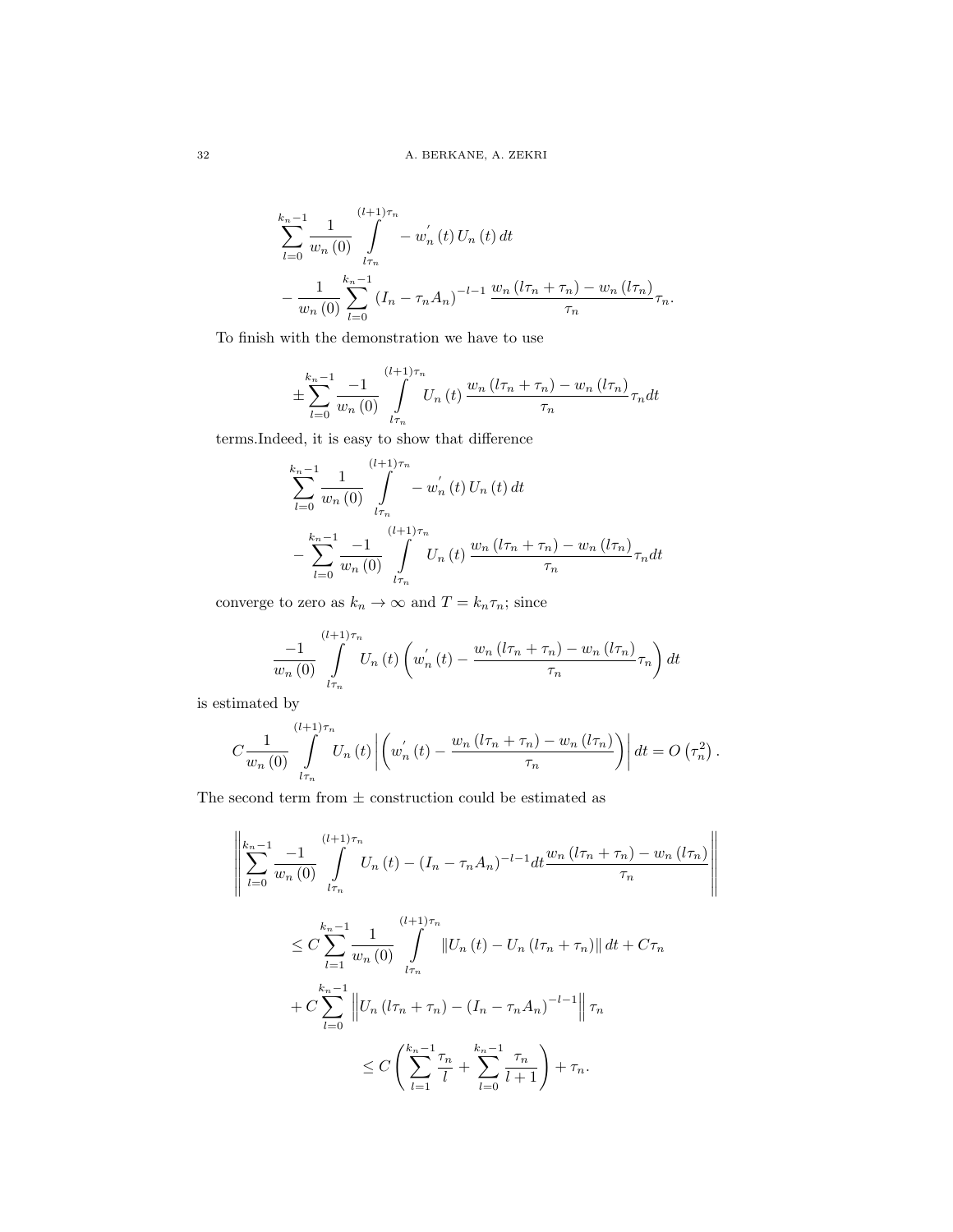$$\sum_{l=0}^{k_n-1} \frac{1}{w_n(0)} \int\limits_{l\tau_n}^{(l+1)\tau_n} -w_n^{'}(t)\, U_n(t)\, dt$$

$$-\frac{1}{w_n(0)} \sum_{l=0}^{k_n-1} (I_n - \tau_n A_n)^{-l-1} \frac{w_n(l\tau_n + \tau_n) - w_n(l\tau_n)}{\tau_n} \tau_n.$$

To finish with the demonstration we have to use

$$\pm \sum_{l=0}^{k_n-1} \frac{-1}{w_n(0)} \int\limits_{l\tau_n}^{(l+1)\tau_n} U_n(t) \frac{w_n(l\tau_n + \tau_n) - w_n(l\tau_n)}{\tau_n} \tau_n dt$$

terms.Indeed, it is easy to show that difference

$$\sum_{l=0}^{k_n-1} \frac{1}{w_n(0)} \int\limits_{l\tau_n}^{(l+1)\tau_n} -w_n^{'}(t)\, U_n(t)\, dt$$

$$-\sum_{l=0}^{k_n-1} \frac{-1}{w_n(0)} \int\limits_{l\tau_n}^{(l+1)\tau_n} U_n(t) \frac{w_n(l\tau_n + \tau_n) - w_n(l\tau_n)}{\tau_n} \tau_n dt$$

converge to zero as $k_n \to \infty$ and $T = k_n \tau_n$; since

$$\frac{-1}{w_n(0)} \int\limits_{l\tau_n}^{(l+1)\tau_n} U_n(t) \left( w_n^{'}(t) - \frac{w_n(l\tau_n + \tau_n) - w_n(l\tau_n)}{\tau_n} \tau_n \right) dt$$

is estimated by

$$C \frac{1}{w_n(0)} \int\limits_{l\tau_n}^{(l+1)\tau_n} U_n(t) \left| \left( w_n^{'}(t) - \frac{w_n(l\tau_n + \tau_n) - w_n(l\tau_n)}{\tau_n} \right) \right| dt = O\left(\tau_n^2\right).$$

The second term from $\pm$ construction could be estimated as

$$\left\| \sum_{l=0}^{k_n-1} \frac{-1}{w_n(0)} \int\limits_{l\tau_n}^{(l+1)\tau_n} U_n(t) - (I_n - \tau_n A_n)^{-l-1} dt \frac{w_n(l\tau_n + \tau_n) - w_n(l\tau_n)}{\tau_n} \right\|$$

$$\leq C \sum_{l=1}^{k_n-1} \frac{1}{w_n(0)} \int\limits_{l\tau_n}^{(l+1)\tau_n} \| U_n(t) - U_n(l\tau_n + \tau_n) \| dt + C\tau_n$$

$$+ C \sum_{l=0}^{k_n-1} \left\| U_n(l\tau_n + \tau_n) - (I_n - \tau_n A_n)^{-l-1} \right\| \tau_n$$

$$\leq C \left( \sum_{l=1}^{k_n-1} \frac{\tau_n}{l} + \sum_{l=0}^{k_n-1} \frac{\tau_n}{l+1} \right) + \tau_n.$$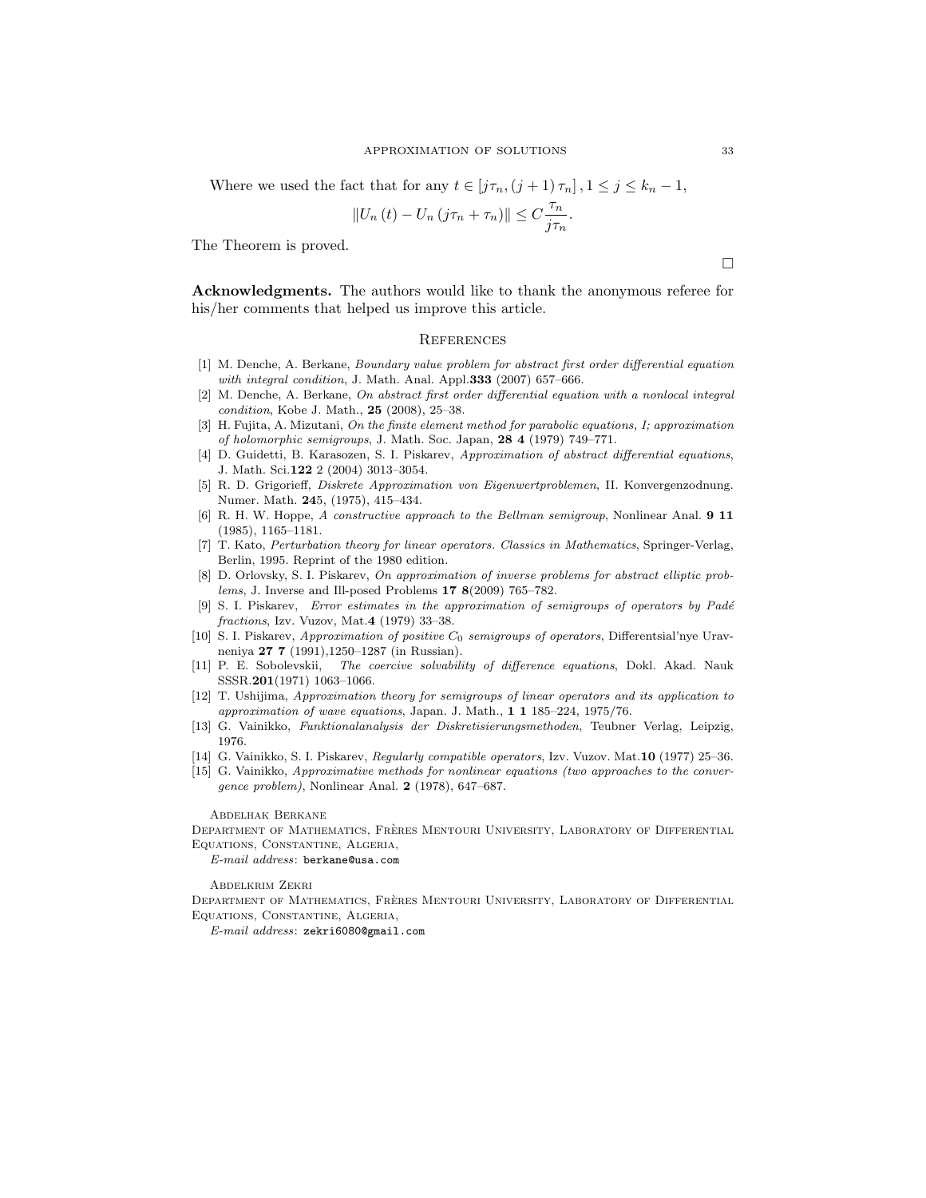Where we used the fact that for any $t \in [j\tau_n, (j+1)\tau_n], 1 \le j \le k_n - 1$,

$$\|U_n(t) - U_n(j\tau_n + \tau_n)\| \le C\frac{\tau_n}{j\tau_n}.$$

The Theorem is proved.

□

**Acknowledgments.** The authors would like to thank the anonymous referee for his/her comments that helped us improve this article.

## References

[1] M. Denche, A. Berkane, *Boundary value problem for abstract first order differential equation with integral condition*, J. Math. Anal. Appl.**333** (2007) 657–666.

[2] M. Denche, A. Berkane, *On abstract first order differential equation with a nonlocal integral condition*, Kobe J. Math., **25** (2008), 25–38.

[3] H. Fujita, A. Mizutani, *On the finite element method for parabolic equations, I; approximation of holomorphic semigroups*, J. Math. Soc. Japan, **28 4** (1979) 749–771.

[4] D. Guidetti, B. Karasozen, S. I. Piskarev, *Approximation of abstract differential equations*, J. Math. Sci.**122** 2 (2004) 3013–3054.

[5] R. D. Grigorieff, *Diskrete Approximation von Eigenwertproblemen*, II. Konvergenzodnung. Numer. Math. **24**5, (1975), 415–434.

[6] R. H. W. Hoppe, *A constructive approach to the Bellman semigroup*, Nonlinear Anal. **9 11** (1985), 1165–1181.

[7] T. Kato, *Perturbation theory for linear operators. Classics in Mathematics*, Springer-Verlag, Berlin, 1995. Reprint of the 1980 edition.

[8] D. Orlovsky, S. I. Piskarev, *On approximation of inverse problems for abstract elliptic problems*, J. Inverse and Ill-posed Problems **17 8**(2009) 765–782.

[9] S. I. Piskarev, *Error estimates in the approximation of semigroups of operators by Padé fractions*, Izv. Vuzov, Mat.**4** (1979) 33–38.

[10] S. I. Piskarev, *Approximation of positive $C_0$ semigroups of operators*, Differentsial'nye Uravneniya **27 7** (1991),1250–1287 (in Russian).

[11] P. E. Sobolevskii, *The coercive solvability of difference equations*, Dokl. Akad. Nauk SSSR.**201**(1971) 1063–1066.

[12] T. Ushijima, *Approximation theory for semigroups of linear operators and its application to approximation of wave equations*, Japan. J. Math., **1 1** 185–224, 1975/76.

[13] G. Vainikko, *Funktionalanalysis der Diskretisierungsmethoden*, Teubner Verlag, Leipzig, 1976.

[14] G. Vainikko, S. I. Piskarev, *Regularly compatible operators*, Izv. Vuzov. Mat.**10** (1977) 25–36.

[15] G. Vainikko, *Approximative methods for nonlinear equations (two approaches to the convergence problem)*, Nonlinear Anal. **2** (1978), 647–687.

Abdelhak Berkane
Department of Mathematics, Frères Mentouri University, Laboratory of Differential Equations, Constantine, Algeria,
*E-mail address*: berkane@usa.com

Abdelkrim Zekri
Department of Mathematics, Frères Mentouri University, Laboratory of Differential Equations, Constantine, Algeria,
*E-mail address*: zekri6080@gmail.com